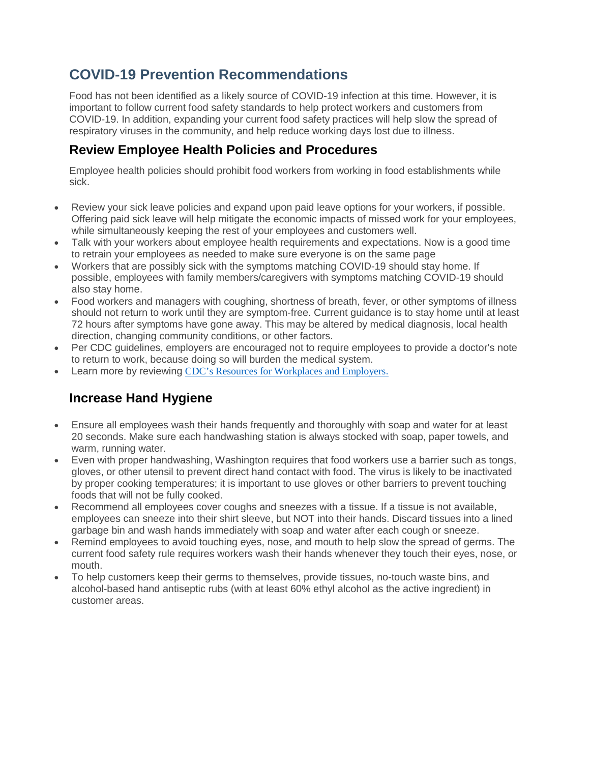# COVID-19 Prevention Recommendations

Food has not been identified as a likely source of COVID-19 infection at this time. However, it is important to follow current food safety standards to help protect workers and customers from COVID-19. In addition, expanding your current food safety practices will help slow the spread of respiratory viruses in the community, and help reduce working days lost due to illness.

## Review Employee Health Policies and Procedures

Employee health policies should prohibit food workers from working in food establishments while sick.

- Review your sick leave policies and expand upon paid leave options for your workers, if possible. Offering paid sick leave will help mitigate the economic impacts of missed work for your employees, while simultaneously keeping the rest of your employees and customers well.
- Talk with your workers about employee health requirements and expectations. Now is a good time to retrain your employees as needed to make sure everyone is on the same page
- Workers that are possibly sick with the symptoms matching COVID-19 should stay home. If possible, employees with family members/caregivers with symptoms matching COVID-19 should also stay home.
- Food workers and managers with coughing, shortness of breath, fever, or other symptoms of illness should not return to work until they are symptom-free. Current guidance is to stay home until at least 72 hours after symptoms have gone away. This may be altered by medical diagnosis, local health direction, changing community conditions, or other factors.
- Per CDC guidelines, employers are encouraged not to require employees to provide a doctor's note to return to work, because doing so will burden the medical system.
- Learn more by reviewing CDC's Resources for Workplaces and Employers.

## Increase Hand Hygiene

- Ensure all employees wash their hands frequently and thoroughly with soap and water for at least 20 seconds. Make sure each handwashing station is always stocked with soap, paper towels, and warm, running water.
- Even with proper handwashing, Washington requires that food workers use a barrier such as tongs, gloves, or other utensil to prevent direct hand contact with food. The virus is likely to be inactivated by proper cooking temperatures; it is important to use gloves or other barriers to prevent touching foods that will not be fully cooked.
- Recommend all employees cover coughs and sneezes with a tissue. If a tissue is not available, employees can sneeze into their shirt sleeve, but NOT into their hands. Discard tissues into a lined garbage bin and wash hands immediately with soap and water after each cough or sneeze.
- Remind employees to avoid touching eyes, nose, and mouth to help slow the spread of germs. The current food safety rule requires workers wash their hands whenever they touch their eyes, nose, or mouth.
- To help customers keep their germs to themselves, provide tissues, no-touch waste bins, and alcohol-based hand antiseptic rubs (with at least 60% ethyl alcohol as the active ingredient) in customer areas.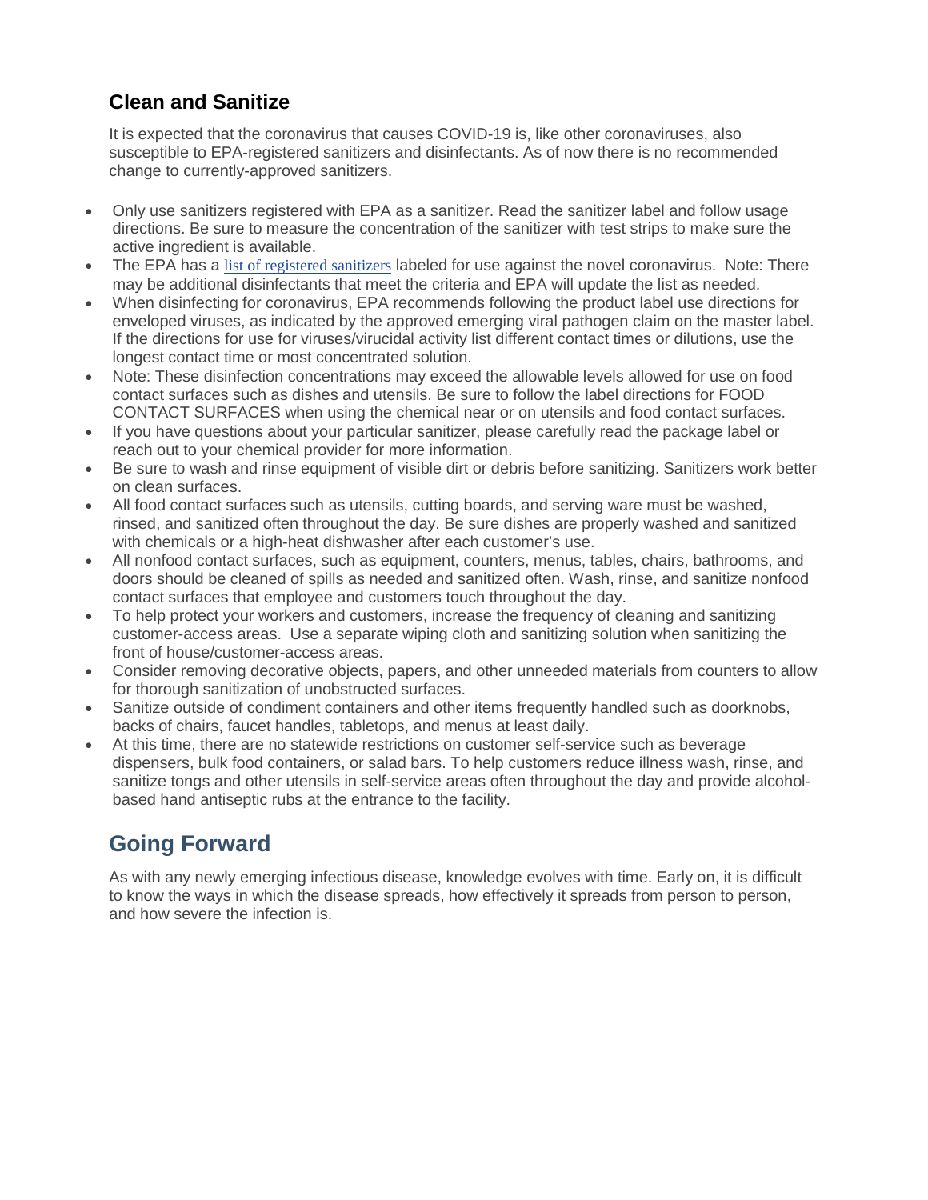## Clean and Sanitize

It is expected that the coronavirus that causes COVID-19 is, like other coronaviruses, also susceptible to EPA-registered sanitizers and disinfectants. As of now there is no recommended change to currently-approved sanitizers.

- Only use sanitizers registered with EPA as a sanitizer. Read the sanitizer label and follow usage directions. Be sure to measure the concentration of the sanitizer with test strips to make sure the active ingredient is available.
- The EPA has a list of registered sanitizers labeled for use against the novel coronavirus. Note: There may be additional disinfectants that meet the criteria and EPA will update the list as needed.
- When disinfecting for coronavirus, EPA recommends following the product label use directions for enveloped viruses, as indicated by the approved emerging viral pathogen claim on the master label. If the directions for use for viruses/virucidal activity list different contact times or dilutions, use the longest contact time or most concentrated solution.
- Note: These disinfection concentrations may exceed the allowable levels allowed for use on food contact surfaces such as dishes and utensils. Be sure to follow the label directions for FOOD CONTACT SURFACES when using the chemical near or on utensils and food contact surfaces.
- If you have questions about your particular sanitizer, please carefully read the package label or reach out to your chemical provider for more information.
- Be sure to wash and rinse equipment of visible dirt or debris before sanitizing. Sanitizers work better on clean surfaces.
- All food contact surfaces such as utensils, cutting boards, and serving ware must be washed, rinsed, and sanitized often throughout the day. Be sure dishes are properly washed and sanitized with chemicals or a high-heat dishwasher after each customer's use.
- All nonfood contact surfaces, such as equipment, counters, menus, tables, chairs, bathrooms, and doors should be cleaned of spills as needed and sanitized often. Wash, rinse, and sanitize nonfood contact surfaces that employee and customers touch throughout the day.
- To help protect your workers and customers, increase the frequency of cleaning and sanitizing customer-access areas. Use a separate wiping cloth and sanitizing solution when sanitizing the front of house/customer-access areas.
- Consider removing decorative objects, papers, and other unneeded materials from counters to allow for thorough sanitization of unobstructed surfaces.
- Sanitize outside of condiment containers and other items frequently handled such as doorknobs, backs of chairs, faucet handles, tabletops, and menus at least daily.
- At this time, there are no statewide restrictions on customer self-service such as beverage dispensers, bulk food containers, or salad bars. To help customers reduce illness wash, rinse, and sanitize tongs and other utensils in self-service areas often throughout the day and provide alcohol-based hand antiseptic rubs at the entrance to the facility.

## Going Forward

As with any newly emerging infectious disease, knowledge evolves with time. Early on, it is difficult to know the ways in which the disease spreads, how effectively it spreads from person to person, and how severe the infection is.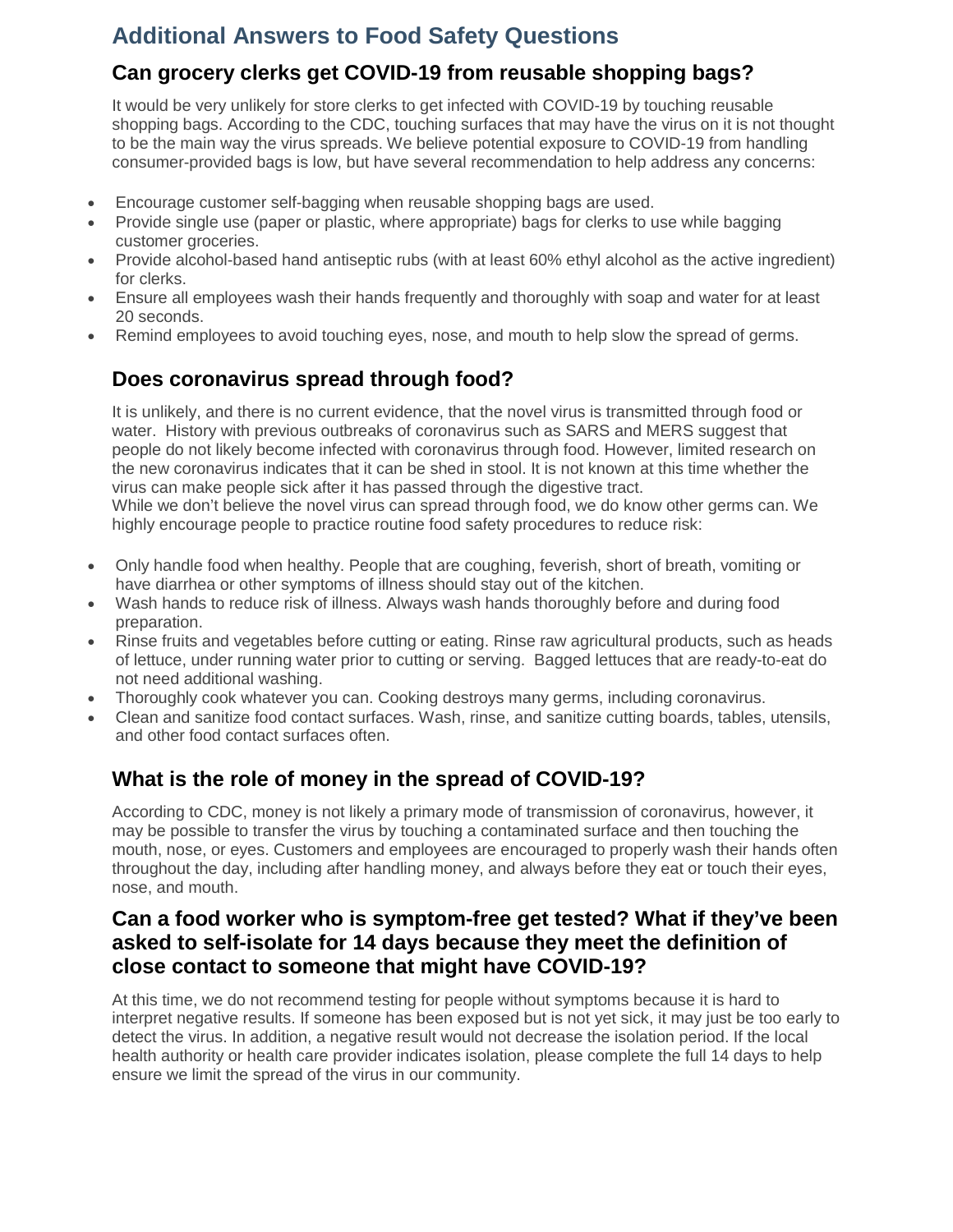# Additional Answers to Food Safety Questions

## Can grocery clerks get COVID-19 from reusable shopping bags?

It would be very unlikely for store clerks to get infected with COVID-19 by touching reusable shopping bags. According to the CDC, touching surfaces that may have the virus on it is not thought to be the main way the virus spreads. We believe potential exposure to COVID-19 from handling consumer-provided bags is low, but have several recommendation to help address any concerns:

- Encourage customer self-bagging when reusable shopping bags are used.
- Provide single use (paper or plastic, where appropriate) bags for clerks to use while bagging customer groceries.
- Provide alcohol-based hand antiseptic rubs (with at least 60% ethyl alcohol as the active ingredient) for clerks.
- Ensure all employees wash their hands frequently and thoroughly with soap and water for at least 20 seconds.
- Remind employees to avoid touching eyes, nose, and mouth to help slow the spread of germs.

## Does coronavirus spread through food?

It is unlikely, and there is no current evidence, that the novel virus is transmitted through food or water. History with previous outbreaks of coronavirus such as SARS and MERS suggest that people do not likely become infected with coronavirus through food. However, limited research on the new coronavirus indicates that it can be shed in stool. It is not known at this time whether the virus can make people sick after it has passed through the digestive tract.
While we don't believe the novel virus can spread through food, we do know other germs can. We highly encourage people to practice routine food safety procedures to reduce risk:

- Only handle food when healthy. People that are coughing, feverish, short of breath, vomiting or have diarrhea or other symptoms of illness should stay out of the kitchen.
- Wash hands to reduce risk of illness. Always wash hands thoroughly before and during food preparation.
- Rinse fruits and vegetables before cutting or eating. Rinse raw agricultural products, such as heads of lettuce, under running water prior to cutting or serving. Bagged lettuces that are ready-to-eat do not need additional washing.
- Thoroughly cook whatever you can. Cooking destroys many germs, including coronavirus.
- Clean and sanitize food contact surfaces. Wash, rinse, and sanitize cutting boards, tables, utensils, and other food contact surfaces often.

## What is the role of money in the spread of COVID-19?

According to CDC, money is not likely a primary mode of transmission of coronavirus, however, it may be possible to transfer the virus by touching a contaminated surface and then touching the mouth, nose, or eyes. Customers and employees are encouraged to properly wash their hands often throughout the day, including after handling money, and always before they eat or touch their eyes, nose, and mouth.

## Can a food worker who is symptom-free get tested? What if they've been asked to self-isolate for 14 days because they meet the definition of close contact to someone that might have COVID-19?

At this time, we do not recommend testing for people without symptoms because it is hard to interpret negative results. If someone has been exposed but is not yet sick, it may just be too early to detect the virus. In addition, a negative result would not decrease the isolation period. If the local health authority or health care provider indicates isolation, please complete the full 14 days to help ensure we limit the spread of the virus in our community.